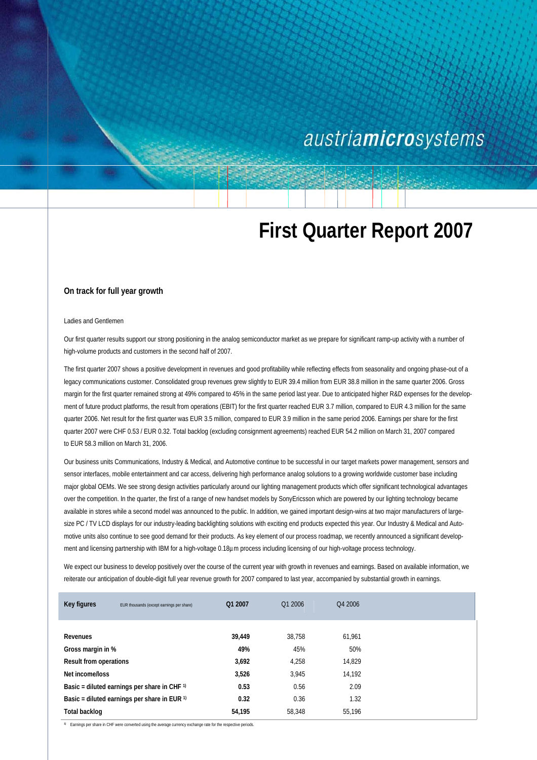austriamicrosystems

# First Quarter Report 2007

## On track for full year growth

Ladies and Gentlemen

Our first quarter results support our strong positioning in the analog semiconductor market as we prepare for significant ramp-up activity with a number of high-volume products and customers in the second half of 2007.

The first quarter 2007 shows a positive development in revenues and good profitability while reflecting effects from seasonality and ongoing phase-out of a legacy communications customer. Consolidated group revenues grew slightly to EUR 39.4 million from EUR 38.8 million in the same quarter 2006. Gross margin for the first quarter remained strong at 49% compared to 45% in the same period last year. Due to anticipated higher R&D expenses for the development of future product platforms, the result from operations (EBIT) for the first quarter reached EUR 3.7 million, compared to EUR 4.3 million for the same quarter 2006. Net result for the first quarter was EUR 3.5 million, compared to EUR 3.9 million in the same period 2006. Earnings per share for the first quarter 2007 were CHF 0.53 / EUR 0.32. Total backlog (excluding consignment agreements) reached EUR 54.2 million on March 31, 2007 compared to EUR 58.3 million on March 31, 2006.

Our business units Communications, Industry & Medical, and Automotive continue to be successful in our target markets power management, sensors and sensor interfaces, mobile entertainment and car access, delivering high performance analog solutions to a growing worldwide customer base including major global OEMs. We see strong design activities particularly around our lighting management products which offer significant technological advantages over the competition. In the quarter, the first of a range of new handset models by SonyEricsson which are powered by our lighting technology became available in stores while a second model was announced to the public. In addition, we gained important design-wins at two major manufacturers of large-size PC / TV LCD displays for our industry-leading backlighting solutions with exciting end products expected this year. Our Industry & Medical and Automotive units also continue to see good demand for their products. As key element of our process roadmap, we recently announced a significant development and licensing partnership with IBM for a high-voltage 0.18µm process including licensing of our high-voltage process technology.

We expect our business to develop positively over the course of the current year with growth in revenues and earnings. Based on available information, we reiterate our anticipation of double-digit full year revenue growth for 2007 compared to last year, accompanied by substantial growth in earnings.

| **Key figures** EUR thousands (except earnings per share) | **Q1 2007** | Q1 2006 | Q4 2006 |
|---|---|---|---|
| **Revenues** | **39,449** | 38,758 | 61,961 |
| **Gross margin in %** | **49%** | 45% | 50% |
| **Result from operations** | **3,692** | 4,258 | 14,829 |
| **Net income/loss** | **3,526** | 3,945 | 14,192 |
| **Basic = diluted earnings per share in CHF [1)]** | **0.53** | 0.56 | 2.09 |
| **Basic = diluted earnings per share in EUR [1)]** | **0.32** | 0.36 | 1.32 |
| **Total backlog** | **54,195** | 58,348 | 55,196 |

[1)] Earnings per share in CHF were converted using the average currency exchange rate for the respective periods.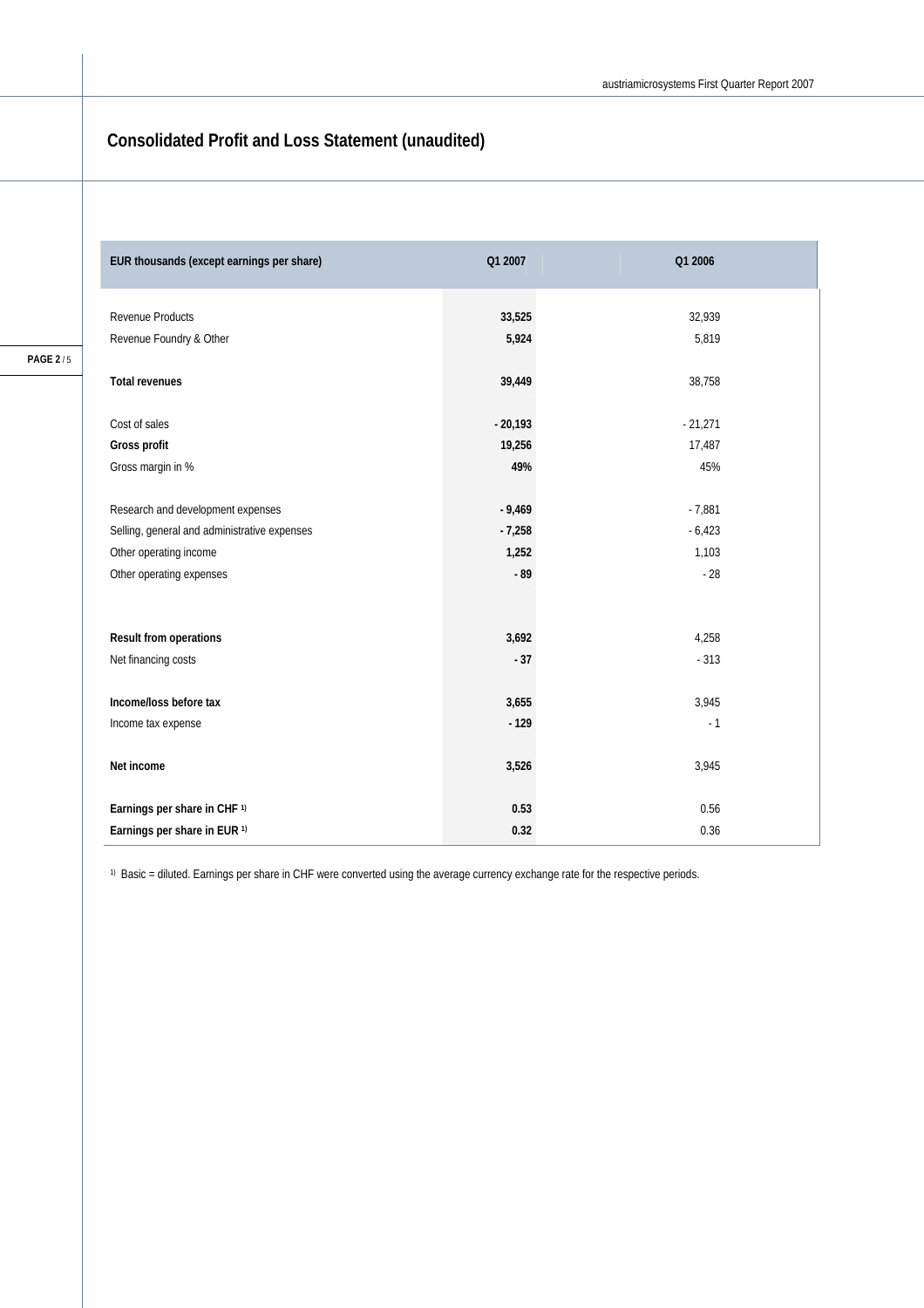## Consolidated Profit and Loss Statement (unaudited)

| EUR thousands (except earnings per share) | Q1 2007 | Q1 2006 |
|---|---|---|
| Revenue Products | **33,525** | 32,939 |
| Revenue Foundry & Other | **5,924** | 5,819 |
| **Total revenues** | **39,449** | 38,758 |
| Cost of sales | **- 20,193** | - 21,271 |
| **Gross profit** | **19,256** | 17,487 |
| Gross margin in % | **49%** | 45% |
| Research and development expenses | **- 9,469** | - 7,881 |
| Selling, general and administrative expenses | **- 7,258** | - 6,423 |
| Other operating income | **1,252** | 1,103 |
| Other operating expenses | **- 89** | - 28 |
| **Result from operations** | **3,692** | 4,258 |
| Net financing costs | **- 37** | - 313 |
| **Income/loss before tax** | **3,655** | 3,945 |
| Income tax expense | **- 129** | - 1 |
| **Net income** | **3,526** | 3,945 |
| **Earnings per share in CHF [1)]** | **0.53** | 0.56 |
| **Earnings per share in EUR [1)]** | **0.32** | 0.36 |

[1)] Basic = diluted. Earnings per share in CHF were converted using the average currency exchange rate for the respective periods.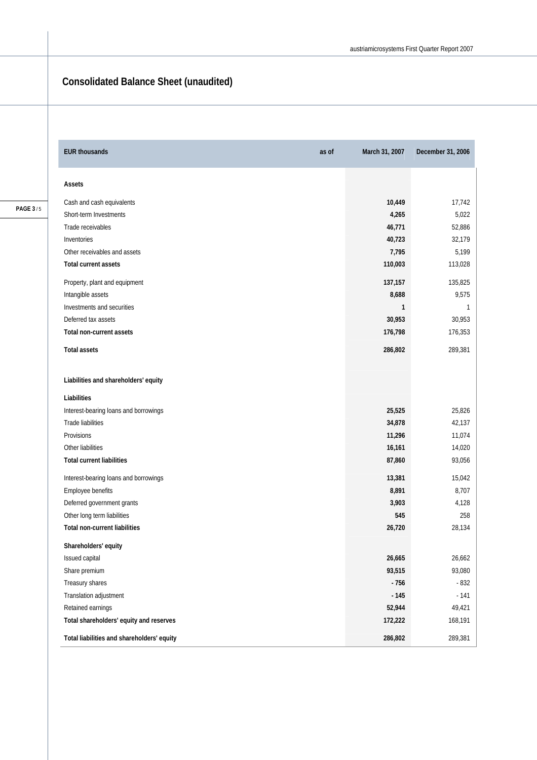# Consolidated Balance Sheet (unaudited)

| EUR thousands | as of | March 31, 2007 | December 31, 2006 |
|---|---|---|---|
| **Assets** | | | |
| Cash and cash equivalents | | **10,449** | 17,742 |
| Short-term Investments | | **4,265** | 5,022 |
| Trade receivables | | **46,771** | 52,886 |
| Inventories | | **40,723** | 32,179 |
| Other receivables and assets | | **7,795** | 5,199 |
| **Total current assets** | | **110,003** | 113,028 |
| Property, plant and equipment | | **137,157** | 135,825 |
| Intangible assets | | **8,688** | 9,575 |
| Investments and securities | | **1** | 1 |
| Deferred tax assets | | **30,953** | 30,953 |
| **Total non-current assets** | | **176,798** | 176,353 |
| **Total assets** | | **286,802** | 289,381 |
| **Liabilities and shareholders' equity** | | | |
| **Liabilities** | | | |
| Interest-bearing loans and borrowings | | **25,525** | 25,826 |
| Trade liabilities | | **34,878** | 42,137 |
| Provisions | | **11,296** | 11,074 |
| Other liabilities | | **16,161** | 14,020 |
| **Total current liabilities** | | **87,860** | 93,056 |
| Interest-bearing loans and borrowings | | **13,381** | 15,042 |
| Employee benefits | | **8,891** | 8,707 |
| Deferred government grants | | **3,903** | 4,128 |
| Other long term liabilities | | **545** | 258 |
| **Total non-current liabilities** | | **26,720** | 28,134 |
| **Shareholders' equity** | | | |
| Issued capital | | **26,665** | 26,662 |
| Share premium | | **93,515** | 93,080 |
| Treasury shares | | **- 756** | - 832 |
| Translation adjustment | | **- 145** | - 141 |
| Retained earnings | | **52,944** | 49,421 |
| **Total shareholders' equity and reserves** | | **172,222** | 168,191 |
| **Total liabilities and shareholders' equity** | | **286,802** | 289,381 |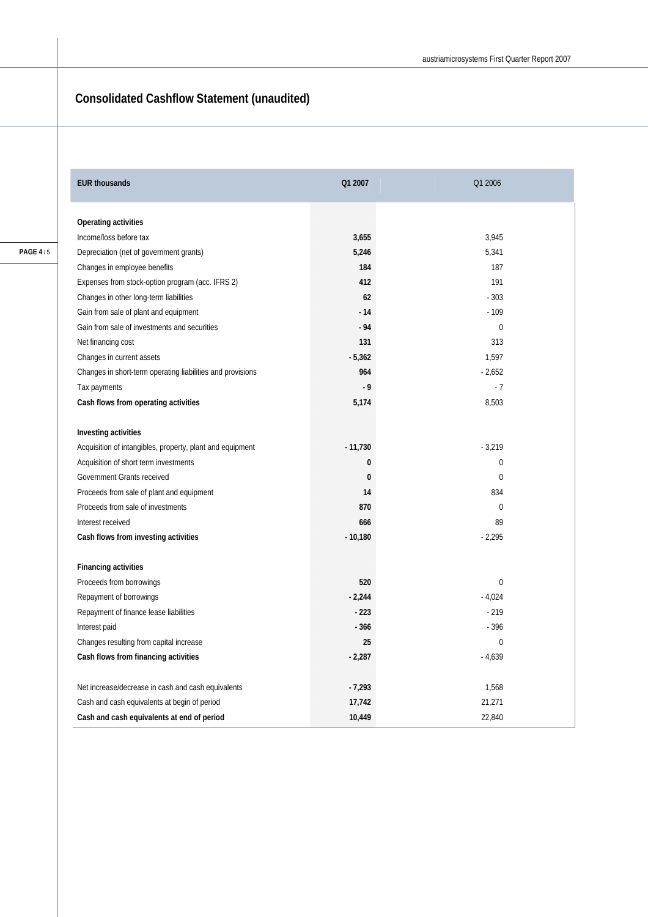## Consolidated Cashflow Statement (unaudited)

| EUR thousands | Q1 2007 | Q1 2006 |
|---|---|---|
| **Operating activities** | | |
| Income/loss before tax | **3,655** | 3,945 |
| Depreciation (net of government grants) | **5,246** | 5,341 |
| Changes in employee benefits | **184** | 187 |
| Expenses from stock-option program (acc. IFRS 2) | **412** | 191 |
| Changes in other long-term liabilities | **62** | - 303 |
| Gain from sale of plant and equipment | **- 14** | - 109 |
| Gain from sale of investments and securities | **- 94** | 0 |
| Net financing cost | **131** | 313 |
| Changes in current assets | **- 5,362** | 1,597 |
| Changes in short-term operating liabilities and provisions | **964** | - 2,652 |
| Tax payments | **- 9** | - 7 |
| **Cash flows from operating activities** | **5,174** | 8,503 |
| **Investing activities** | | |
| Acquisition of intangibles, property, plant and equipment | **- 11,730** | - 3,219 |
| Acquisition of short term investments | **0** | 0 |
| Government Grants received | **0** | 0 |
| Proceeds from sale of plant and equipment | **14** | 834 |
| Proceeds from sale of investments | **870** | 0 |
| Interest received | **666** | 89 |
| **Cash flows from investing activities** | **- 10,180** | - 2,295 |
| **Financing activities** | | |
| Proceeds from borrowings | **520** | 0 |
| Repayment of borrowings | **- 2,244** | - 4,024 |
| Repayment of finance lease liabilities | **- 223** | - 219 |
| Interest paid | **- 366** | - 396 |
| Changes resulting from capital increase | **25** | 0 |
| **Cash flows from financing activities** | **- 2,287** | - 4,639 |
| Net increase/decrease in cash and cash equivalents | **- 7,293** | 1,568 |
| Cash and cash equivalents at begin of period | **17,742** | 21,271 |
| **Cash and cash equivalents at end of period** | **10,449** | 22,840 |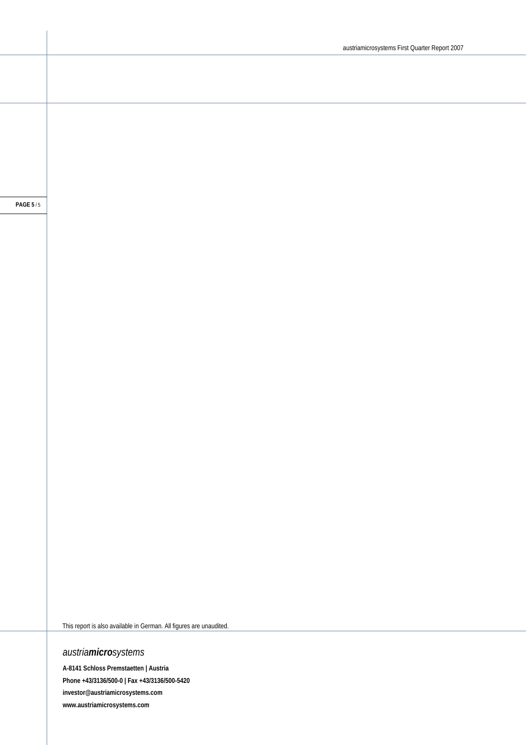This report is also available in German. All figures are unaudited.

*austria**micro**systems*

**A-8141 Schloss Premstaetten | Austria**

**Phone +43/3136/500-0 | Fax +43/3136/500-5420**

**investor@austriamicrosystems.com**

**www.austriamicrosystems.com**